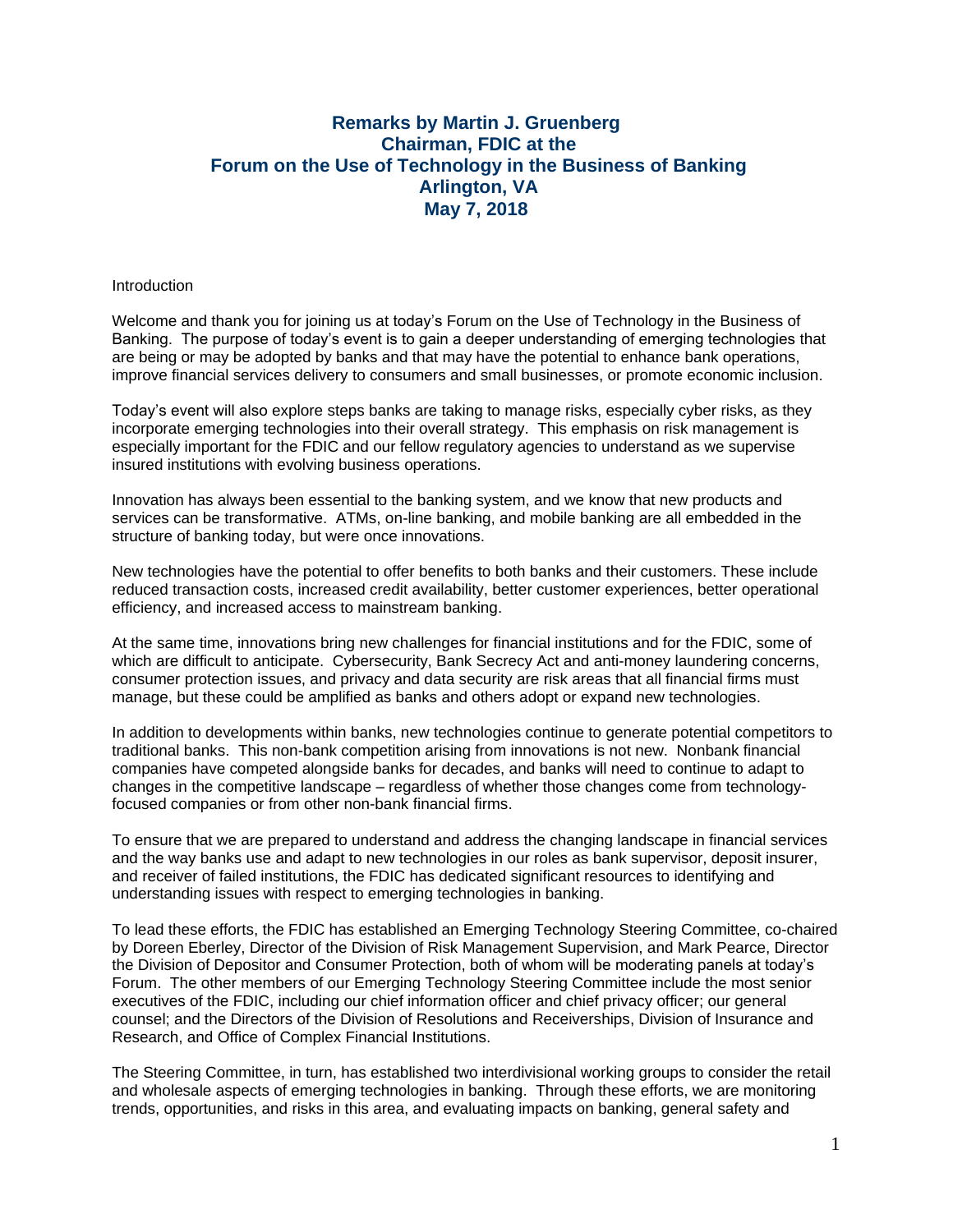# Remarks by Martin J. Gruenberg
# Chairman, FDIC at the
# Forum on the Use of Technology in the Business of Banking
# Arlington, VA
# May 7, 2018

Introduction

Welcome and thank you for joining us at today's Forum on the Use of Technology in the Business of Banking. The purpose of today's event is to gain a deeper understanding of emerging technologies that are being or may be adopted by banks and that may have the potential to enhance bank operations, improve financial services delivery to consumers and small businesses, or promote economic inclusion.

Today's event will also explore steps banks are taking to manage risks, especially cyber risks, as they incorporate emerging technologies into their overall strategy. This emphasis on risk management is especially important for the FDIC and our fellow regulatory agencies to understand as we supervise insured institutions with evolving business operations.

Innovation has always been essential to the banking system, and we know that new products and services can be transformative. ATMs, on-line banking, and mobile banking are all embedded in the structure of banking today, but were once innovations.

New technologies have the potential to offer benefits to both banks and their customers. These include reduced transaction costs, increased credit availability, better customer experiences, better operational efficiency, and increased access to mainstream banking.

At the same time, innovations bring new challenges for financial institutions and for the FDIC, some of which are difficult to anticipate. Cybersecurity, Bank Secrecy Act and anti-money laundering concerns, consumer protection issues, and privacy and data security are risk areas that all financial firms must manage, but these could be amplified as banks and others adopt or expand new technologies.

In addition to developments within banks, new technologies continue to generate potential competitors to traditional banks. This non-bank competition arising from innovations is not new. Nonbank financial companies have competed alongside banks for decades, and banks will need to continue to adapt to changes in the competitive landscape – regardless of whether those changes come from technology-focused companies or from other non-bank financial firms.

To ensure that we are prepared to understand and address the changing landscape in financial services and the way banks use and adapt to new technologies in our roles as bank supervisor, deposit insurer, and receiver of failed institutions, the FDIC has dedicated significant resources to identifying and understanding issues with respect to emerging technologies in banking.

To lead these efforts, the FDIC has established an Emerging Technology Steering Committee, co-chaired by Doreen Eberley, Director of the Division of Risk Management Supervision, and Mark Pearce, Director the Division of Depositor and Consumer Protection, both of whom will be moderating panels at today's Forum. The other members of our Emerging Technology Steering Committee include the most senior executives of the FDIC, including our chief information officer and chief privacy officer; our general counsel; and the Directors of the Division of Resolutions and Receiverships, Division of Insurance and Research, and Office of Complex Financial Institutions.

The Steering Committee, in turn, has established two interdivisional working groups to consider the retail and wholesale aspects of emerging technologies in banking. Through these efforts, we are monitoring trends, opportunities, and risks in this area, and evaluating impacts on banking, general safety and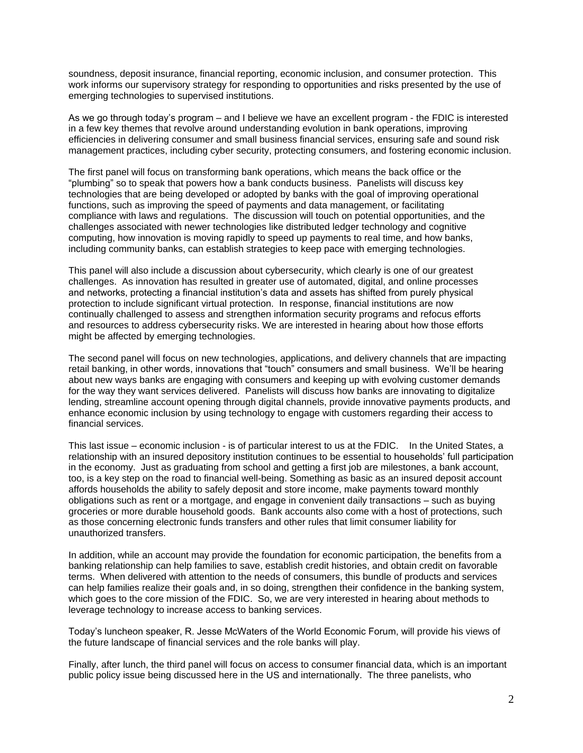soundness, deposit insurance, financial reporting, economic inclusion, and consumer protection. This work informs our supervisory strategy for responding to opportunities and risks presented by the use of emerging technologies to supervised institutions.

As we go through today's program – and I believe we have an excellent program - the FDIC is interested in a few key themes that revolve around understanding evolution in bank operations, improving efficiencies in delivering consumer and small business financial services, ensuring safe and sound risk management practices, including cyber security, protecting consumers, and fostering economic inclusion.

The first panel will focus on transforming bank operations, which means the back office or the "plumbing" so to speak that powers how a bank conducts business. Panelists will discuss key technologies that are being developed or adopted by banks with the goal of improving operational functions, such as improving the speed of payments and data management, or facilitating compliance with laws and regulations. The discussion will touch on potential opportunities, and the challenges associated with newer technologies like distributed ledger technology and cognitive computing, how innovation is moving rapidly to speed up payments to real time, and how banks, including community banks, can establish strategies to keep pace with emerging technologies.

This panel will also include a discussion about cybersecurity, which clearly is one of our greatest challenges. As innovation has resulted in greater use of automated, digital, and online processes and networks, protecting a financial institution's data and assets has shifted from purely physical protection to include significant virtual protection. In response, financial institutions are now continually challenged to assess and strengthen information security programs and refocus efforts and resources to address cybersecurity risks. We are interested in hearing about how those efforts might be affected by emerging technologies.

The second panel will focus on new technologies, applications, and delivery channels that are impacting retail banking, in other words, innovations that "touch" consumers and small business. We'll be hearing about new ways banks are engaging with consumers and keeping up with evolving customer demands for the way they want services delivered. Panelists will discuss how banks are innovating to digitalize lending, streamline account opening through digital channels, provide innovative payments products, and enhance economic inclusion by using technology to engage with customers regarding their access to financial services.

This last issue – economic inclusion - is of particular interest to us at the FDIC. In the United States, a relationship with an insured depository institution continues to be essential to households' full participation in the economy. Just as graduating from school and getting a first job are milestones, a bank account, too, is a key step on the road to financial well-being. Something as basic as an insured deposit account affords households the ability to safely deposit and store income, make payments toward monthly obligations such as rent or a mortgage, and engage in convenient daily transactions – such as buying groceries or more durable household goods. Bank accounts also come with a host of protections, such as those concerning electronic funds transfers and other rules that limit consumer liability for unauthorized transfers.

In addition, while an account may provide the foundation for economic participation, the benefits from a banking relationship can help families to save, establish credit histories, and obtain credit on favorable terms. When delivered with attention to the needs of consumers, this bundle of products and services can help families realize their goals and, in so doing, strengthen their confidence in the banking system, which goes to the core mission of the FDIC. So, we are very interested in hearing about methods to leverage technology to increase access to banking services.

Today's luncheon speaker, R. Jesse McWaters of the World Economic Forum, will provide his views of the future landscape of financial services and the role banks will play.

Finally, after lunch, the third panel will focus on access to consumer financial data, which is an important public policy issue being discussed here in the US and internationally. The three panelists, who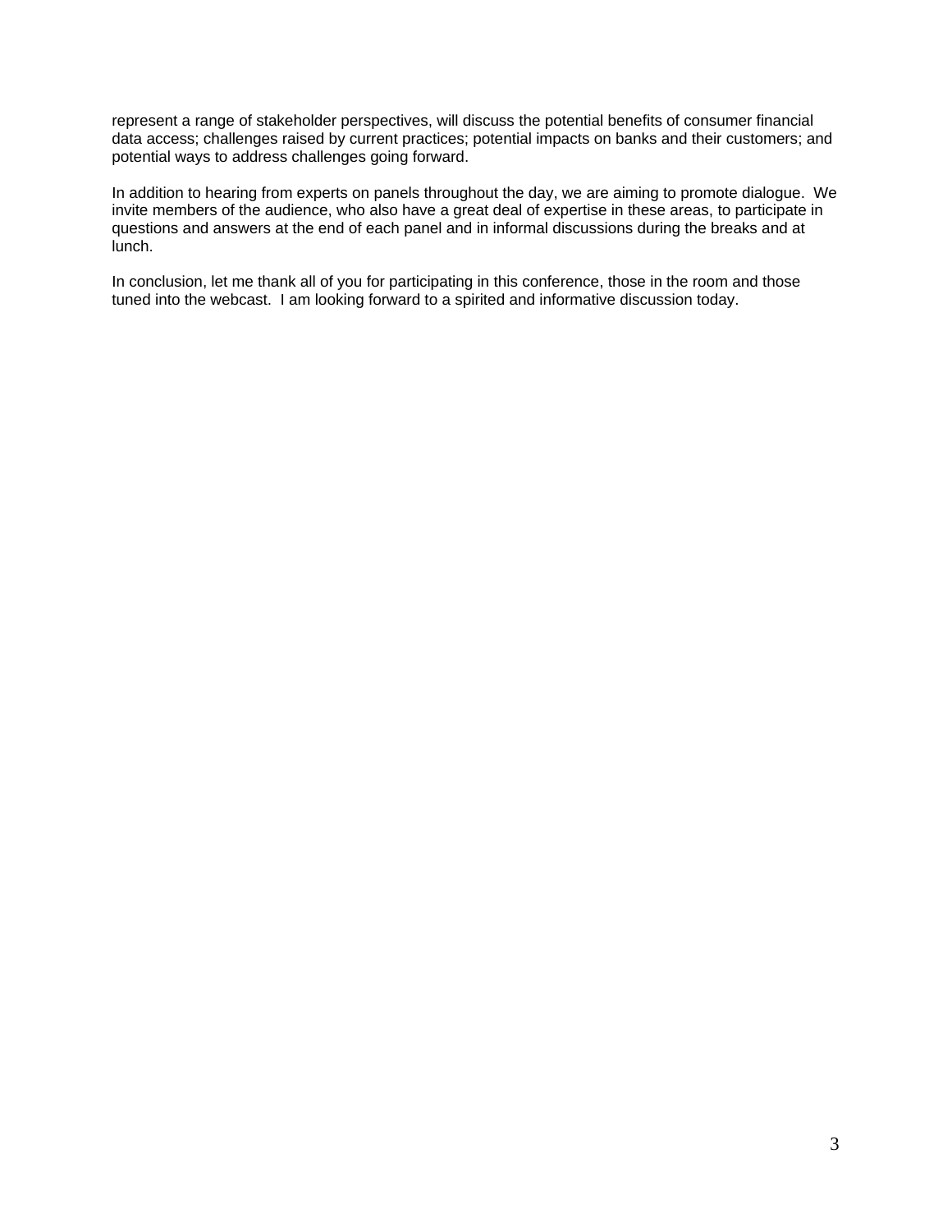represent a range of stakeholder perspectives, will discuss the potential benefits of consumer financial data access; challenges raised by current practices; potential impacts on banks and their customers; and potential ways to address challenges going forward.

In addition to hearing from experts on panels throughout the day, we are aiming to promote dialogue. We invite members of the audience, who also have a great deal of expertise in these areas, to participate in questions and answers at the end of each panel and in informal discussions during the breaks and at lunch.

In conclusion, let me thank all of you for participating in this conference, those in the room and those tuned into the webcast. I am looking forward to a spirited and informative discussion today.